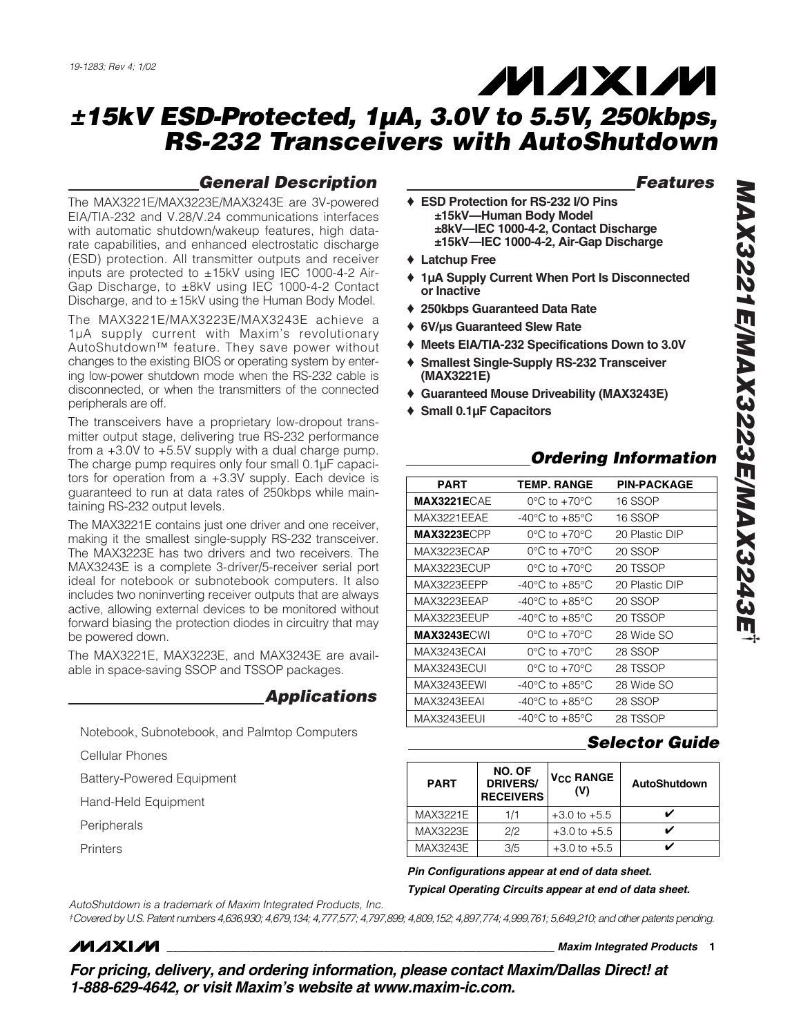19-1283; Rev 4; 1/02

# ±15kV ESD-Protected, 1µA, 3.0V to 5.5V, 250kbps, RS-232 Transceivers with AutoShutdown

## MAX3221E/MAX3223E/MAX3243E†

## General Description

The MAX3221E/MAX3223E/MAX3243E are 3V-powered EIA/TIA-232 and V.28/V.24 communications interfaces with automatic shutdown/wakeup features, high data-rate capabilities, and enhanced electrostatic discharge (ESD) protection. All transmitter outputs and receiver inputs are protected to ±15kV using IEC 1000-4-2 Air-Gap Discharge, to ±8kV using IEC 1000-4-2 Contact Discharge, and to ±15kV using the Human Body Model.

The MAX3221E/MAX3223E/MAX3243E achieve a 1µA supply current with Maxim's revolutionary AutoShutdown™ feature. They save power without changes to the existing BIOS or operating system by entering low-power shutdown mode when the RS-232 cable is disconnected, or when the transmitters of the connected peripherals are off.

The transceivers have a proprietary low-dropout transmitter output stage, delivering true RS-232 performance from a +3.0V to +5.5V supply with a dual charge pump. The charge pump requires only four small 0.1µF capacitors for operation from a +3.3V supply. Each device is guaranteed to run at data rates of 250kbps while maintaining RS-232 output levels.

The MAX3221E contains just one driver and one receiver, making it the smallest single-supply RS-232 transceiver. The MAX3223E has two drivers and two receivers. The MAX3243E is a complete 3-driver/5-receiver serial port ideal for notebook or subnotebook computers. It also includes two noninverting receiver outputs that are always active, allowing external devices to be monitored without forward biasing the protection diodes in circuitry that may be powered down.

The MAX3221E, MAX3223E, and MAX3243E are available in space-saving SSOP and TSSOP packages.

## Applications

Notebook, Subnotebook, and Palmtop Computers

Cellular Phones

Battery-Powered Equipment

Hand-Held Equipment

Peripherals

Printers

## Features

- **ESD Protection for RS-232 I/O Pins**
  - **±15kV—Human Body Model**
  - **±8kV—IEC 1000-4-2, Contact Discharge**
  - **±15kV—IEC 1000-4-2, Air-Gap Discharge**
- **Latchup Free**
- **1µA Supply Current When Port Is Disconnected or Inactive**
- **250kbps Guaranteed Data Rate**
- **6V/µs Guaranteed Slew Rate**
- **Meets EIA/TIA-232 Specifications Down to 3.0V**
- **Smallest Single-Supply RS-232 Transceiver (MAX3221E)**
- **Guaranteed Mouse Driveability (MAX3243E)**
- **Small 0.1µF Capacitors**

## Ordering Information

| PART | TEMP. RANGE | PIN-PACKAGE |
|---|---|---|
| **MAX3221E**CAE | 0°C to +70°C | 16 SSOP |
| MAX3221EEAE | -40°C to +85°C | 16 SSOP |
| **MAX3223E**CPP | 0°C to +70°C | 20 Plastic DIP |
| MAX3223ECAP | 0°C to +70°C | 20 SSOP |
| MAX3223ECUP | 0°C to +70°C | 20 TSSOP |
| MAX3223EEPP | -40°C to +85°C | 20 Plastic DIP |
| MAX3223EEAP | -40°C to +85°C | 20 SSOP |
| MAX3223EEUP | -40°C to +85°C | 20 TSSOP |
| **MAX3243E**CWI | 0°C to +70°C | 28 Wide SO |
| MAX3243ECAI | 0°C to +70°C | 28 SSOP |
| MAX3243ECUI | 0°C to +70°C | 28 TSSOP |
| MAX3243EEWI | -40°C to +85°C | 28 Wide SO |
| MAX3243EEAI | -40°C to +85°C | 28 SSOP |
| MAX3243EEUI | -40°C to +85°C | 28 TSSOP |

## Selector Guide

| PART | NO. OF DRIVERS/ RECEIVERS | $V_{CC}$ RANGE (V) | AutoShutdown |
|---|---|---|---|
| MAX3221E | 1/1 | +3.0 to +5.5 | ✔ |
| MAX3223E | 2/2 | +3.0 to +5.5 | ✔ |
| MAX3243E | 3/5 | +3.0 to +5.5 | ✔ |

***Pin Configurations appear at end of data sheet.***

***Typical Operating Circuits appear at end of data sheet.***

*AutoShutdown is a trademark of Maxim Integrated Products, Inc.*

*†Covered by U.S. Patent numbers 4,636,930; 4,679,134; 4,777,577; 4,797,899; 4,809,152; 4,897,774; 4,999,761; 5,649,210; and other patents pending.*

***For pricing, delivery, and ordering information, please contact Maxim/Dallas Direct! at 1-888-629-4642, or visit Maxim's website at www.maxim-ic.com.***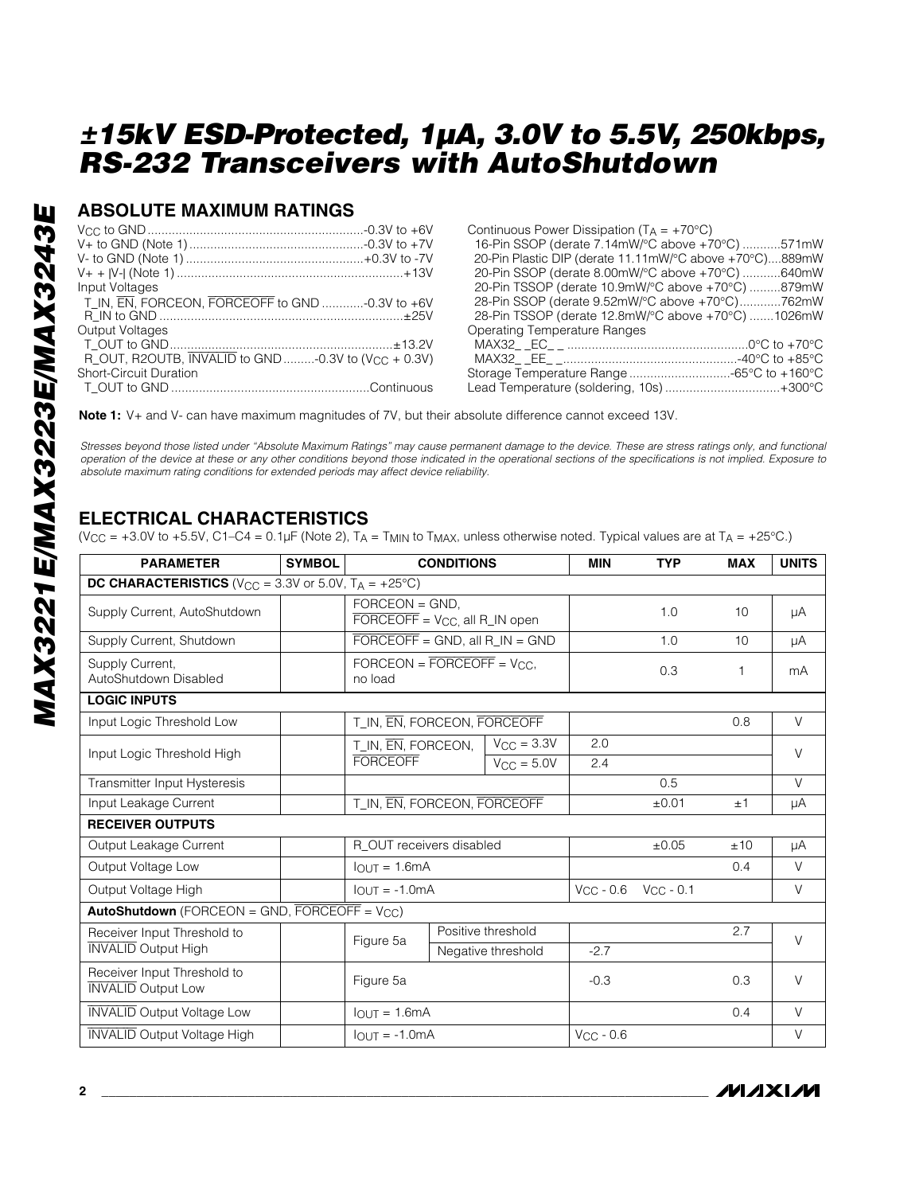# ±15kV ESD-Protected, 1µA, 3.0V to 5.5V, 250kbps, RS-232 Transceivers with AutoShutdown

## ABSOLUTE MAXIMUM RATINGS

$V_{CC}$ to GND .............................................................-0.3V to +6V
V+ to GND (Note 1) .................................................-0.3V to +7V
V- to GND (Note 1) ..................................................+0.3V to -7V
V+ + |V-| (Note 1) ................................................................+13V
Input Voltages
  T_IN, $\overline{EN}$, FORCEON, $\overline{FORCEOFF}$ to GND ............-0.3V to +6V
  R_IN to GND ......................................................................±25V
Output Voltages
  T_OUT to GND................................................................±13.2V
  R_OUT, R2OUTB, $\overline{INVALID}$ to GND .........-0.3V to ($V_{CC}$ + 0.3V)
Short-Circuit Duration
  T_OUT to GND ........................................................Continuous

Continuous Power Dissipation ($T_A$ = +70°C)
  16-Pin SSOP (derate 7.14mW/°C above +70°C) ...........571mW
  20-Pin Plastic DIP (derate 11.11mW/°C above +70°C)....889mW
  20-Pin SSOP (derate 8.00mW/°C above +70°C) ...........640mW
  20-Pin TSSOP (derate 10.9mW/°C above +70°C) .........879mW
  28-Pin SSOP (derate 9.52mW/°C above +70°C)............762mW
  28-Pin TSSOP (derate 12.8mW/°C above +70°C) .......1026mW
Operating Temperature Ranges
  MAX32_ _EC_ _ ...................................................0°C to +70°C
  MAX32_ _EE_ _.................................................-40°C to +85°C
Storage Temperature Range .............................-65°C to +160°C
Lead Temperature (soldering, 10s) .................................+300°C

**Note 1:** V+ and V- can have maximum magnitudes of 7V, but their absolute difference cannot exceed 13V.

*Stresses beyond those listed under "Absolute Maximum Ratings" may cause permanent damage to the device. These are stress ratings only, and functional operation of the device at these or any other conditions beyond those indicated in the operational sections of the specifications is not implied. Exposure to absolute maximum rating conditions for extended periods may affect device reliability.*

## ELECTRICAL CHARACTERISTICS

($V_{CC}$ = +3.0V to +5.5V, C1–C4 = 0.1µF (Note 2), $T_A$ = $T_{MIN}$ to $T_{MAX}$, unless otherwise noted. Typical values are at $T_A$ = +25°C.)

| PARAMETER | SYMBOL | CONDITIONS | | MIN | TYP | MAX | UNITS |
|---|---|---|---|---|---|---|---|
| **DC CHARACTERISTICS** ($V_{CC}$ = 3.3V or 5.0V, $T_A$ = +25°C) | | | | | | | |
| Supply Current, AutoShutdown | | FORCEON = GND, $\overline{FORCEOFF}$ = $V_{CC}$, all R_IN open | | | 1.0 | 10 | µA |
| Supply Current, Shutdown | | $\overline{FORCEOFF}$ = GND, all R_IN = GND | | | 1.0 | 10 | µA |
| Supply Current, AutoShutdown Disabled | | FORCEON = $\overline{FORCEOFF}$ = $V_{CC}$, no load | | | 0.3 | 1 | mA |
| **LOGIC INPUTS** | | | | | | | |
| Input Logic Threshold Low | | T_IN, $\overline{EN}$, FORCEON, $\overline{FORCEOFF}$ | | | | 0.8 | V |
| Input Logic Threshold High | | T_IN, $\overline{EN}$, FORCEON, $\overline{FORCEOFF}$ | $V_{CC}$ = 3.3V | 2.0 | | | V |
| | | | $V_{CC}$ = 5.0V | 2.4 | | | |
| Transmitter Input Hysteresis | | | | | 0.5 | | V |
| Input Leakage Current | | T_IN, $\overline{EN}$, FORCEON, $\overline{FORCEOFF}$ | | | ±0.01 | ±1 | µA |
| **RECEIVER OUTPUTS** | | | | | | | |
| Output Leakage Current | | R_OUT receivers disabled | | | ±0.05 | ±10 | µA |
| Output Voltage Low | | $I_{OUT}$ = 1.6mA | | | | 0.4 | V |
| Output Voltage High | | $I_{OUT}$ = -1.0mA | | $V_{CC}$ - 0.6 | $V_{CC}$ - 0.1 | | V |
| **AutoShutdown** (FORCEON = GND, $\overline{FORCEOFF}$ = $V_{CC}$) | | | | | | | |
| Receiver Input Threshold to $\overline{INVALID}$ Output High | | Figure 5a | Positive threshold | | | 2.7 | V |
| | | | Negative threshold | -2.7 | | | |
| Receiver Input Threshold to $\overline{INVALID}$ Output Low | | Figure 5a | | -0.3 | | 0.3 | V |
| $\overline{INVALID}$ Output Voltage Low | | $I_{OUT}$ = 1.6mA | | | | 0.4 | V |
| $\overline{INVALID}$ Output Voltage High | | $I_{OUT}$ = -1.0mA | | $V_{CC}$ - 0.6 | | | V |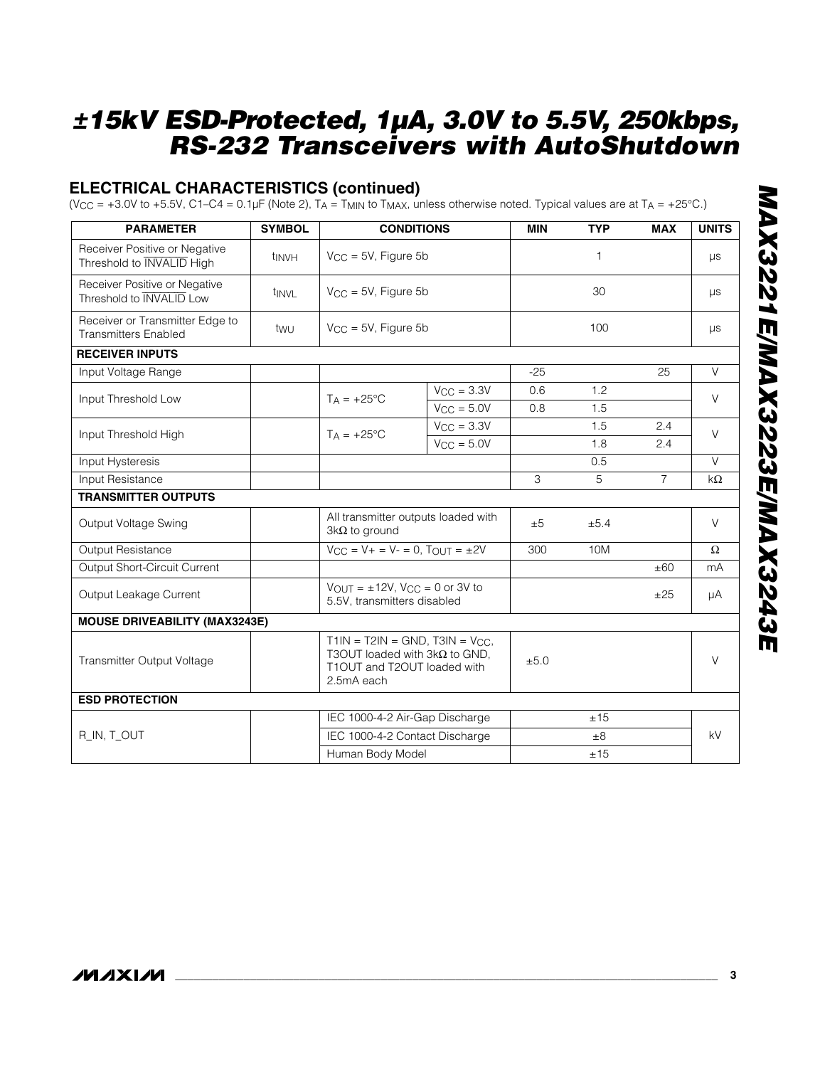## ELECTRICAL CHARACTERISTICS (continued)

($V_{CC}$ = +3.0V to +5.5V, C1–C4 = 0.1µF (Note 2), $T_A$ = $T_{MIN}$ to $T_{MAX}$, unless otherwise noted. Typical values are at $T_A$ = +25°C.)

| PARAMETER | SYMBOL | CONDITIONS | | MIN | TYP | MAX | UNITS |
|---|---|---|---|---|---|---|---|
| Receiver Positive or Negative Threshold to $\overline{INVALID}$ High | $t_{INVH}$ | $V_{CC}$ = 5V, Figure 5b | | | 1 | | µs |
| Receiver Positive or Negative Threshold to $\overline{INVALID}$ Low | $t_{INVL}$ | $V_{CC}$ = 5V, Figure 5b | | | 30 | | µs |
| Receiver or Transmitter Edge to Transmitters Enabled | $t_{WU}$ | $V_{CC}$ = 5V, Figure 5b | | | 100 | | µs |
| **RECEIVER INPUTS** | | | | | | | |
| Input Voltage Range | | | | -25 | | 25 | V |
| Input Threshold Low | | $T_A$ = +25°C | $V_{CC}$ = 3.3V | 0.6 | 1.2 | | V |
| | | | $V_{CC}$ = 5.0V | 0.8 | 1.5 | | |
| Input Threshold High | | $T_A$ = +25°C | $V_{CC}$ = 3.3V | | 1.5 | 2.4 | V |
| | | | $V_{CC}$ = 5.0V | | 1.8 | 2.4 | |
| Input Hysteresis | | | | | 0.5 | | V |
| Input Resistance | | | | 3 | 5 | 7 | kΩ |
| **TRANSMITTER OUTPUTS** | | | | | | | |
| Output Voltage Swing | | All transmitter outputs loaded with 3kΩ to ground | | ±5 | ±5.4 | | V |
| Output Resistance | | $V_{CC}$ = V+ = V- = 0, $T_{OUT}$ = ±2V | | 300 | 10M | | Ω |
| Output Short-Circuit Current | | | | | | ±60 | mA |
| Output Leakage Current | | $V_{OUT}$ = ±12V, $V_{CC}$ = 0 or 3V to 5.5V, transmitters disabled | | | | ±25 | µA |
| **MOUSE DRIVEABILITY (MAX3243E)** | | | | | | | |
| Transmitter Output Voltage | | T1IN = T2IN = GND, T3IN = $V_{CC}$, T3OUT loaded with 3kΩ to GND, T1OUT and T2OUT loaded with 2.5mA each | | ±5.0 | | | V |
| **ESD PROTECTION** | | | | | | | |
| R_IN, T_OUT | | IEC 1000-4-2 Air-Gap Discharge | | | ±15 | | kV |
| | | IEC 1000-4-2 Contact Discharge | | | ±8 | | |
| | | Human Body Model | | | ±15 | | |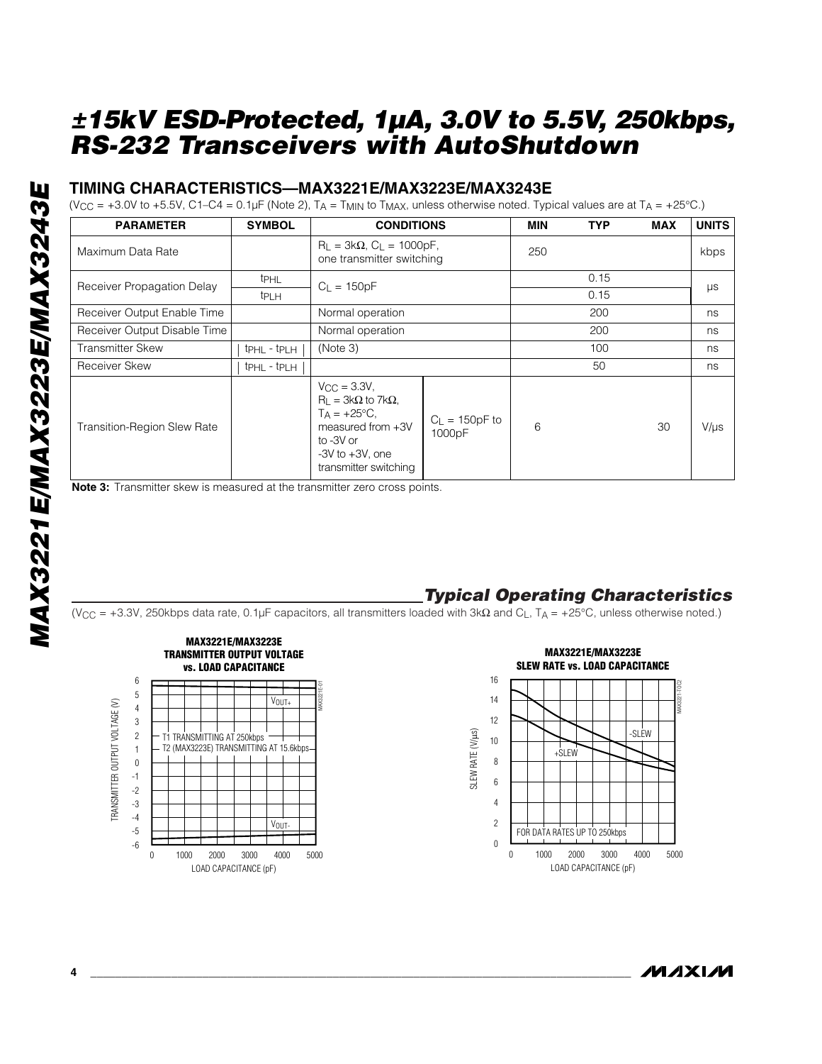# ±15kV ESD-Protected, 1µA, 3.0V to 5.5V, 250kbps, RS-232 Transceivers with AutoShutdown

## TIMING CHARACTERISTICS—MAX3221E/MAX3223E/MAX3243E

($V_{CC}$ = +3.0V to +5.5V, C1–C4 = 0.1µF (Note 2), $T_A$ = $T_{MIN}$ to $T_{MAX}$, unless otherwise noted. Typical values are at $T_A$ = +25°C.)

| PARAMETER | SYMBOL | CONDITIONS | | MIN | TYP | MAX | UNITS |
|---|---|---|---|---|---|---|---|
| Maximum Data Rate | | $R_L$ = 3kΩ, $C_L$ = 1000pF, one transmitter switching | | 250 | | | kbps |
| Receiver Propagation Delay | $t_{PHL}$ | $C_L$ = 150pF | | | 0.15 | | µs |
| | $t_{PLH}$ | | | | 0.15 | | |
| Receiver Output Enable Time | | Normal operation | | | 200 | | ns |
| Receiver Output Disable Time | | Normal operation | | | 200 | | ns |
| Transmitter Skew | $\vert t_{PHL} - t_{PLH} \vert$ | (Note 3) | | | 100 | | ns |
| Receiver Skew | $\vert t_{PHL} - t_{PLH} \vert$ | | | | 50 | | ns |
| Transition-Region Slew Rate | | $V_{CC}$ = 3.3V, $R_L$ = 3kΩ to 7kΩ, $T_A$ = +25°C, measured from +3V to -3V or -3V to +3V, one transmitter switching | $C_L$ = 150pF to 1000pF | 6 | | 30 | V/µs |

**Note 3:** Transmitter skew is measured at the transmitter zero cross points.

## *Typical Operating Characteristics*

($V_{CC}$ = +3.3V, 250kbps data rate, 0.1µF capacitors, all transmitters loaded with 3kΩ and $C_L$, $T_A$ = +25°C, unless otherwise noted.)

**MAX3221E/MAX3223E TRANSMITTER OUTPUT VOLTAGE vs. LOAD CAPACITANCE**

**MAX3221E/MAX3223E SLEW RATE vs. LOAD CAPACITANCE**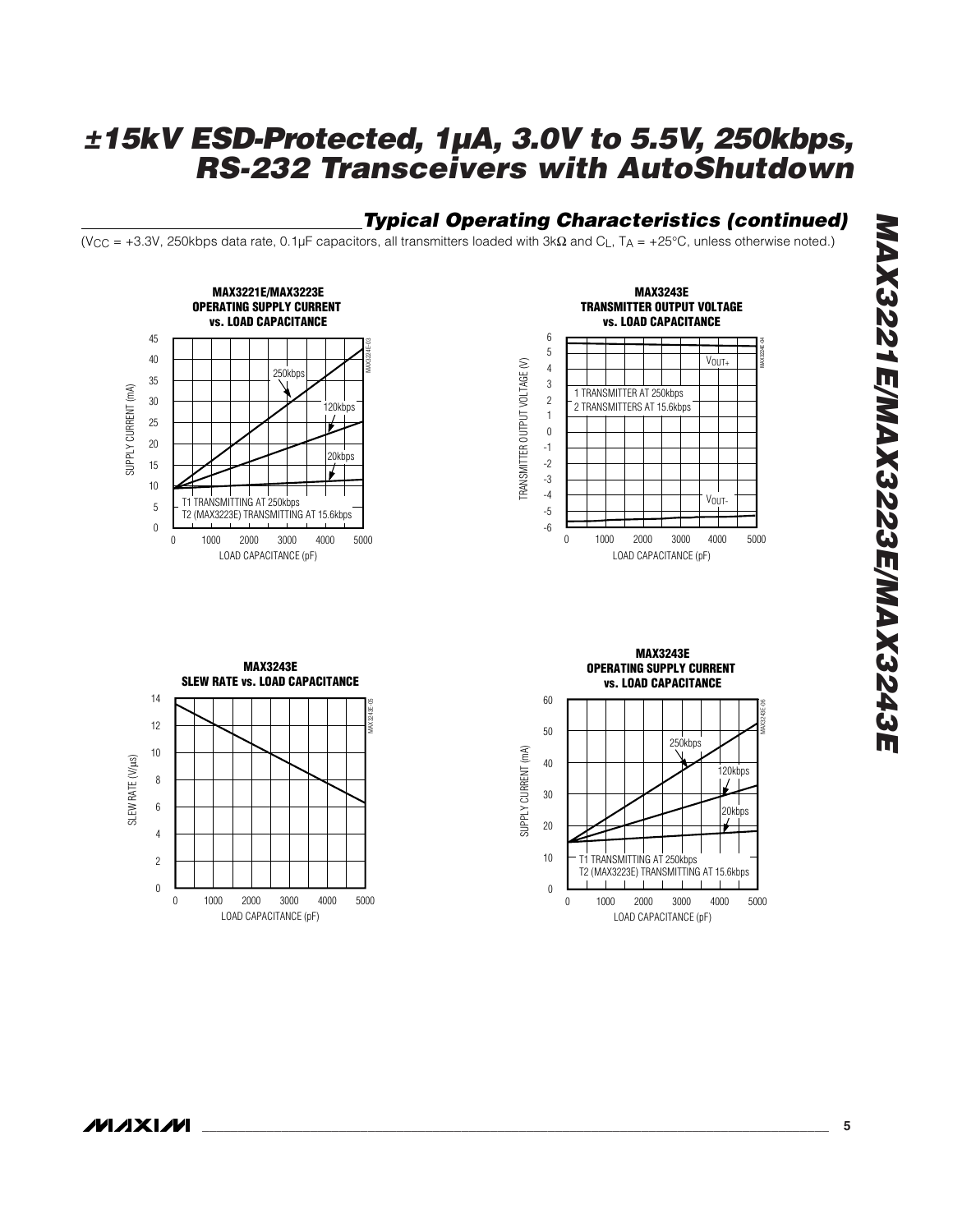## Typical Operating Characteristics (continued)

($V_{CC}$ = +3.3V, 250kbps data rate, 0.1µF capacitors, all transmitters loaded with 3kΩ and $C_L$, $T_A$ = +25°C, unless otherwise noted.)

**MAX3221E/MAX3223E OPERATING SUPPLY CURRENT vs. LOAD CAPACITANCE**

SUPPLY CURRENT (mA) vs. LOAD CAPACITANCE (pF)

250kbps, 120kbps, 20kbps

T1 TRANSMITTING AT 250kbps
T2 (MAX3223E) TRANSMITTING AT 15.6kbps

**MAX3243E TRANSMITTER OUTPUT VOLTAGE vs. LOAD CAPACITANCE**

TRANSMITTER OUTPUT VOLTAGE (V) vs. LOAD CAPACITANCE (pF)

$V_{OUT+}$, $V_{OUT-}$

1 TRANSMITTER AT 250kbps
2 TRANSMITTERS AT 15.6kbps

**MAX3243E SLEW RATE vs. LOAD CAPACITANCE**

SLEW RATE (V/µs) vs. LOAD CAPACITANCE (pF)

**MAX3243E OPERATING SUPPLY CURRENT vs. LOAD CAPACITANCE**

SUPPLY CURRENT (mA) vs. LOAD CAPACITANCE (pF)

250kbps, 120kbps, 20kbps

T1 TRANSMITTING AT 250kbps
T2 (MAX3223E) TRANSMITTING AT 15.6kbps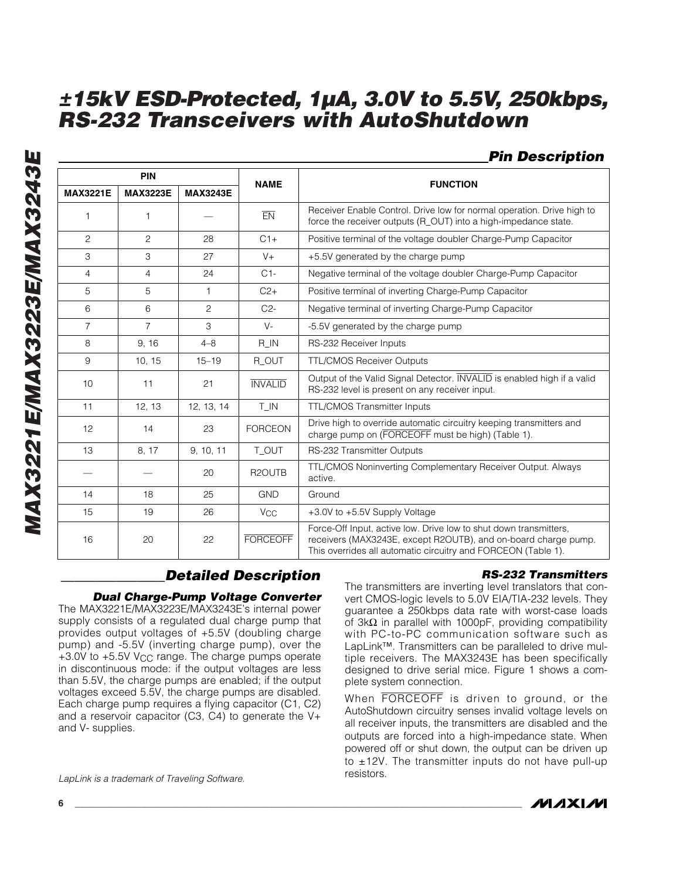# ±15kV ESD-Protected, 1µA, 3.0V to 5.5V, 250kbps, RS-232 Transceivers with AutoShutdown

## Pin Description

| PIN | | | NAME | FUNCTION |
|---|---|---|---|---|
| MAX3221E | MAX3223E | MAX3243E | | |
| 1 | 1 | — | EN | Receiver Enable Control. Drive low for normal operation. Drive high to force the receiver outputs (R_OUT) into a high-impedance state. |
| 2 | 2 | 28 | C1+ | Positive terminal of the voltage doubler Charge-Pump Capacitor |
| 3 | 3 | 27 | V+ | +5.5V generated by the charge pump |
| 4 | 4 | 24 | C1- | Negative terminal of the voltage doubler Charge-Pump Capacitor |
| 5 | 5 | 1 | C2+ | Positive terminal of inverting Charge-Pump Capacitor |
| 6 | 6 | 2 | C2- | Negative terminal of inverting Charge-Pump Capacitor |
| 7 | 7 | 3 | V- | -5.5V generated by the charge pump |
| 8 | 9, 16 | 4–8 | R_IN | RS-232 Receiver Inputs |
| 9 | 10, 15 | 15–19 | R_OUT | TTL/CMOS Receiver Outputs |
| 10 | 11 | 21 | INVALID | Output of the Valid Signal Detector. INVALID is enabled high if a valid RS-232 level is present on any receiver input. |
| 11 | 12, 13 | 12, 13, 14 | T_IN | TTL/CMOS Transmitter Inputs |
| 12 | 14 | 23 | FORCEON | Drive high to override automatic circuitry keeping transmitters and charge pump on (FORCEOFF must be high) (Table 1). |
| 13 | 8, 17 | 9, 10, 11 | T_OUT | RS-232 Transmitter Outputs |
| — | — | 20 | R2OUTB | TTL/CMOS Noninverting Complementary Receiver Output. Always active. |
| 14 | 18 | 25 | GND | Ground |
| 15 | 19 | 26 | $V_{CC}$ | +3.0V to +5.5V Supply Voltage |
| 16 | 20 | 22 | FORCEOFF | Force-Off Input, active low. Drive low to shut down transmitters, receivers (MAX3243E, except R2OUTB), and on-board charge pump. This overrides all automatic circuitry and FORCEON (Table 1). |

## Detailed Description

### Dual Charge-Pump Voltage Converter

The MAX3221E/MAX3223E/MAX3243E's internal power supply consists of a regulated dual charge pump that provides output voltages of +5.5V (doubling charge pump) and -5.5V (inverting charge pump), over the +3.0V to +5.5V $V_{CC}$ range. The charge pumps operate in discontinuous mode: if the output voltages are less than 5.5V, the charge pumps are enabled; if the output voltages exceed 5.5V, the charge pumps are disabled. Each charge pump requires a flying capacitor (C1, C2) and a reservoir capacitor (C3, C4) to generate the V+ and V- supplies.

*LapLink is a trademark of Traveling Software.*

### RS-232 Transmitters

The transmitters are inverting level translators that convert CMOS-logic levels to 5.0V EIA/TIA-232 levels. They guarantee a 250kbps data rate with worst-case loads of 3kΩ in parallel with 1000pF, providing compatibility with PC-to-PC communication software such as LapLink™. Transmitters can be paralleled to drive multiple receivers. The MAX3243E has been specifically designed to drive serial mice. Figure 1 shows a complete system connection.

When FORCEOFF is driven to ground, or the AutoShutdown circuitry senses invalid voltage levels on all receiver inputs, the transmitters are disabled and the outputs are forced into a high-impedance state. When powered off or shut down, the output can be driven up to ±12V. The transmitter inputs do not have pull-up resistors.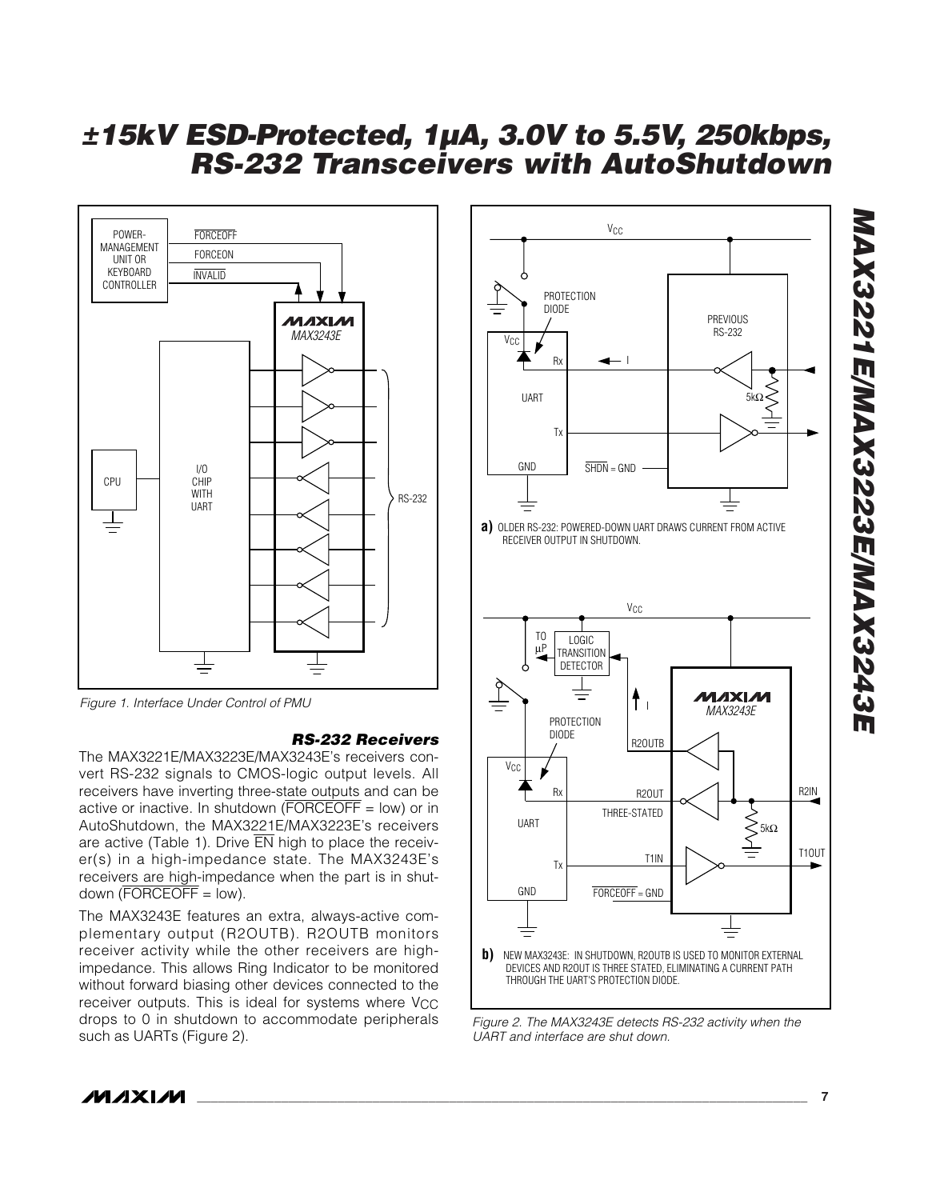Figure 1. Interface Under Control of PMU

### RS-232 Receivers

The MAX3221E/MAX3223E/MAX3243E's receivers convert RS-232 signals to CMOS-logic output levels. All receivers have inverting three-state outputs and can be active or inactive. In shutdown (FORCEOFF = low) or in AutoShutdown, the MAX3221E/MAX3223E's receivers are active (Table 1). Drive EN high to place the receiver(s) in a high-impedance state. The MAX3243E's receivers are high-impedance when the part is in shutdown (FORCEOFF = low).

The MAX3243E features an extra, always-active complementary output (R2OUTB). R2OUTB monitors receiver activity while the other receivers are high-impedance. This allows Ring Indicator to be monitored without forward biasing other devices connected to the receiver outputs. This is ideal for systems where $V_{CC}$ drops to 0 in shutdown to accommodate peripherals such as UARTs (Figure 2).

**a)** OLDER RS-232: POWERED-DOWN UART DRAWS CURRENT FROM ACTIVE RECEIVER OUTPUT IN SHUTDOWN.

**b)** NEW MAX3243E: IN SHUTDOWN, R2OUTB IS USED TO MONITOR EXTERNAL DEVICES AND R2OUT IS THREE STATED, ELIMINATING A CURRENT PATH THROUGH THE UART'S PROTECTION DIODE.

Figure 2. The MAX3243E detects RS-232 activity when the UART and interface are shut down.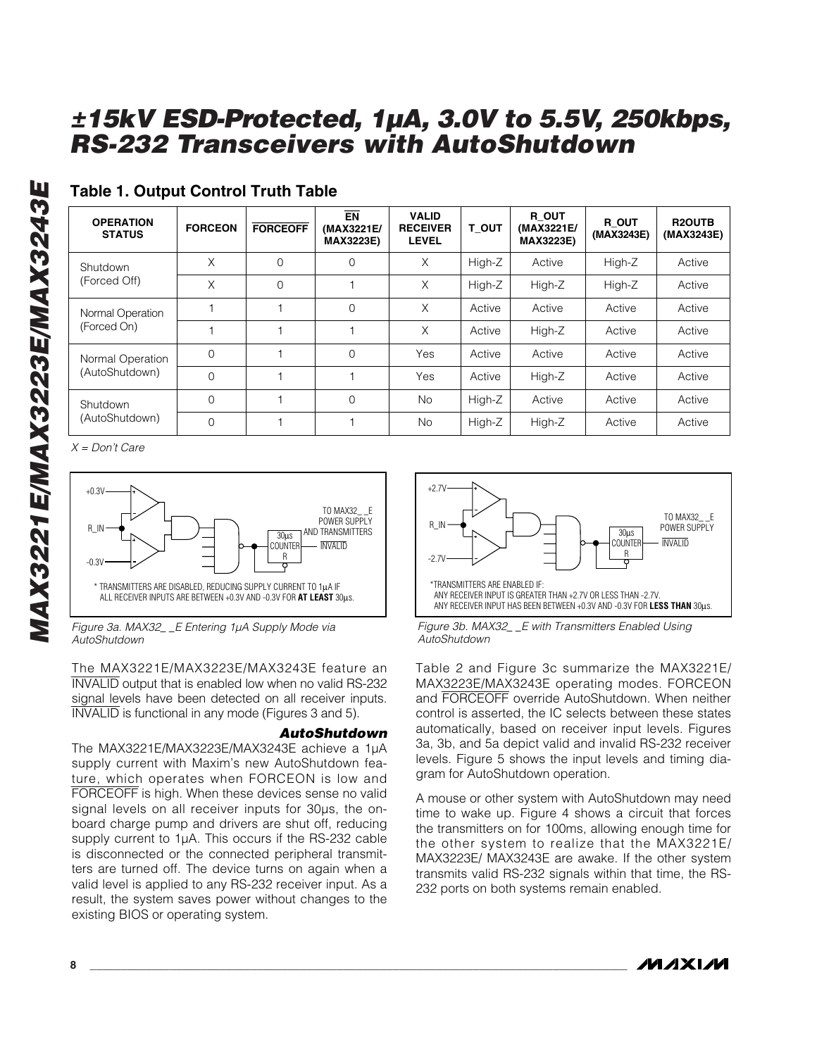## Table 1. Output Control Truth Table

| OPERATION STATUS | FORCEON | FORCEOFF | EN (MAX3221E/ MAX3223E) | VALID RECEIVER LEVEL | T_OUT | R_OUT (MAX3221E/ MAX3223E) | R_OUT (MAX3243E) | R2OUTB (MAX3243E) |
|---|---|---|---|---|---|---|---|---|
| Shutdown (Forced Off) | X | 0 | 0 | X | High-Z | Active | High-Z | Active |
| | X | 0 | 1 | X | High-Z | High-Z | High-Z | Active |
| Normal Operation (Forced On) | 1 | 1 | 0 | X | Active | Active | Active | Active |
| | 1 | 1 | 1 | X | Active | High-Z | Active | Active |
| Normal Operation (AutoShutdown) | 0 | 1 | 0 | Yes | Active | Active | Active | Active |
| | 0 | 1 | 1 | Yes | Active | High-Z | Active | Active |
| Shutdown (AutoShutdown) | 0 | 1 | 0 | No | High-Z | Active | Active | Active |
| | 0 | 1 | 1 | No | High-Z | High-Z | Active | Active |

*X = Don't Care*

+0.3V, R_IN, -0.3V, 30µs COUNTER R, TO MAX32_ _E POWER SUPPLY AND TRANSMITTERS, INVALID

\* TRANSMITTERS ARE DISABLED, REDUCING SUPPLY CURRENT TO 1µA IF ALL RECEIVER INPUTS ARE BETWEEN +0.3V AND -0.3V FOR **AT LEAST** 30µs.

*Figure 3a. MAX32_ _E Entering 1µA Supply Mode via AutoShutdown*

+2.7V, R_IN, -2.7V, 30µs COUNTER R, TO MAX32_ _E POWER SUPPLY, INVALID

\*TRANSMITTERS ARE ENABLED IF:
ANY RECEIVER INPUT IS GREATER THAN +2.7V OR LESS THAN -2.7V.
ANY RECEIVER INPUT HAS BEEN BETWEEN +0.3V AND -0.3V FOR **LESS THAN** 30µs.

*Figure 3b. MAX32_ _E with Transmitters Enabled Using AutoShutdown*

The MAX3221E/MAX3223E/MAX3243E feature an INVALID output that is enabled low when no valid RS-232 signal levels have been detected on all receiver inputs. INVALID is functional in any mode (Figures 3 and 5).

### *AutoShutdown*

The MAX3221E/MAX3223E/MAX3243E achieve a 1µA supply current with Maxim's new AutoShutdown feature, which operates when FORCEON is low and FORCEOFF is high. When these devices sense no valid signal levels on all receiver inputs for 30µs, the on-board charge pump and drivers are shut off, reducing supply current to 1µA. This occurs if the RS-232 cable is disconnected or the connected peripheral transmitters are turned off. The device turns on again when a valid level is applied to any RS-232 receiver input. As a result, the system saves power without changes to the existing BIOS or operating system.

Table 2 and Figure 3c summarize the MAX3221E/MAX3223E/MAX3243E operating modes. FORCEON and FORCEOFF override AutoShutdown. When neither control is asserted, the IC selects between these states automatically, based on receiver input levels. Figures 3a, 3b, and 5a depict valid and invalid RS-232 receiver levels. Figure 5 shows the input levels and timing diagram for AutoShutdown operation.

A mouse or other system with AutoShutdown may need time to wake up. Figure 4 shows a circuit that forces the transmitters on for 100ms, allowing enough time for the other system to realize that the MAX3221E/MAX3223E/ MAX3243E are awake. If the other system transmits valid RS-232 signals within that time, the RS-232 ports on both systems remain enabled.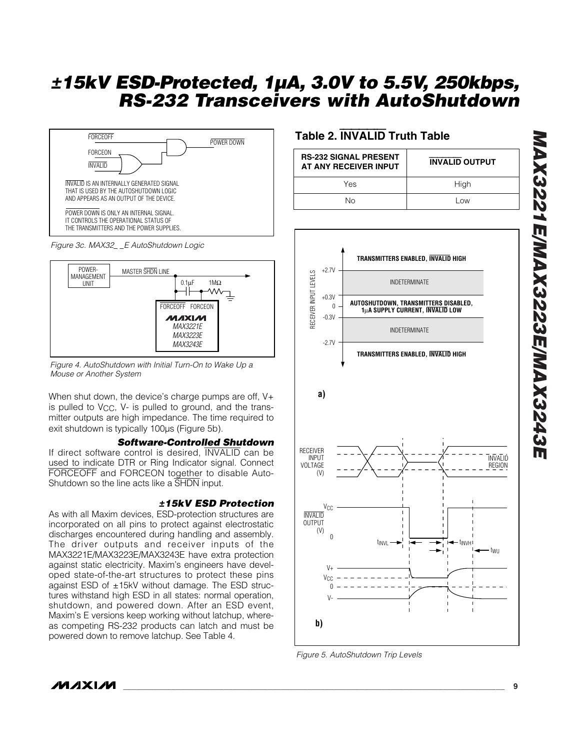FORCEOFF

FORCEON

INVALID

POWER DOWN

INVALID IS AN INTERNALLY GENERATED SIGNAL THAT IS USED BY THE AUTOSHUTDOWN LOGIC AND APPEARS AS AN OUTPUT OF THE DEVICE.

POWER DOWN IS ONLY AN INTERNAL SIGNAL. IT CONTROLS THE OPERATIONAL STATUS OF THE TRANSMITTERS AND THE POWER SUPPLIES.

*Figure 3c. MAX32_ _E AutoShutdown Logic*

POWER-MANAGEMENT UNIT

MASTER SHDN LINE

0.1µF 1MΩ

FORCEOFF FORCEON

MAX3221E
MAX3223E
MAX3243E

*Figure 4. AutoShutdown with Initial Turn-On to Wake Up a Mouse or Another System*

When shut down, the device's charge pumps are off, V+ is pulled to $V_{CC}$, V- is pulled to ground, and the transmitter outputs are high impedance. The time required to exit shutdown is typically 100µs (Figure 5b).

### *Software-Controlled Shutdown*

If direct software control is desired, INVALID can be used to indicate DTR or Ring Indicator signal. Connect FORCEOFF and FORCEON together to disable AutoShutdown so the line acts like a SHDN input.

### *±15kV ESD Protection*

As with all Maxim devices, ESD-protection structures are incorporated on all pins to protect against electrostatic discharges encountered during handling and assembly. The driver outputs and receiver inputs of the MAX3221E/MAX3223E/MAX3243E have extra protection against static electricity. Maxim's engineers have developed state-of-the-art structures to protect these pins against ESD of ±15kV without damage. The ESD structures withstand high ESD in all states: normal operation, shutdown, and powered down. After an ESD event, Maxim's E versions keep working without latchup, whereas competing RS-232 products can latch and must be powered down to remove latchup. See Table 4.

## Table 2. INVALID Truth Table

| RS-232 SIGNAL PRESENT AT ANY RECEIVER INPUT | INVALID OUTPUT |
|---|---|
| Yes | High |
| No | Low |

RECEIVER INPUT LEVELS

+2.7V, +0.3V, 0, -0.3V, -2.7V

TRANSMITTERS ENABLED, INVALID HIGH

INDETERMINATE

AUTOSHUTDOWN, TRANSMITTERS DISABLED, 1µA SUPPLY CURRENT, INVALID LOW

INDETERMINATE

TRANSMITTERS ENABLED, INVALID HIGH

a)

RECEIVER INPUT VOLTAGE (V)

INVALID REGION

$V_{CC}$

INVALID OUTPUT (V)

0

$t_{INVL}$ $t_{INVH}$ $t_{WU}$

V+

$V_{CC}$

0

V-

b)

*Figure 5. AutoShutdown Trip Levels*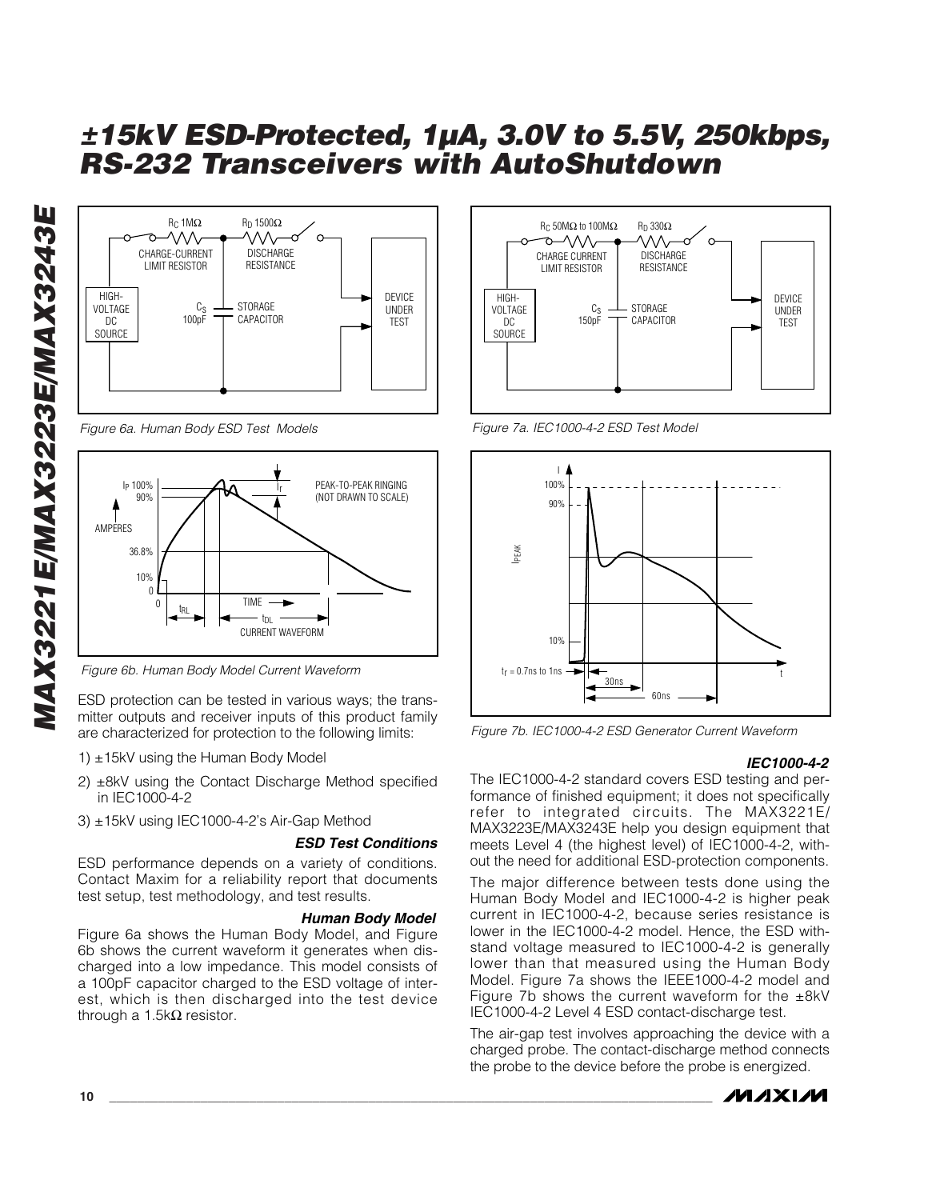Figure 6a. Human Body ESD Test Models

Figure 6b. Human Body Model Current Waveform

ESD protection can be tested in various ways; the transmitter outputs and receiver inputs of this product family are characterized for protection to the following limits:

1) ±15kV using the Human Body Model
2) ±8kV using the Contact Discharge Method specified in IEC1000-4-2
3) ±15kV using IEC1000-4-2's Air-Gap Method

### ESD Test Conditions

ESD performance depends on a variety of conditions. Contact Maxim for a reliability report that documents test setup, test methodology, and test results.

### Human Body Model

Figure 6a shows the Human Body Model, and Figure 6b shows the current waveform it generates when discharged into a low impedance. This model consists of a 100pF capacitor charged to the ESD voltage of interest, which is then discharged into the test device through a 1.5kΩ resistor.

Figure 7a. IEC1000-4-2 ESD Test Model

Figure 7b. IEC1000-4-2 ESD Generator Current Waveform

### IEC1000-4-2

The IEC1000-4-2 standard covers ESD testing and performance of finished equipment; it does not specifically refer to integrated circuits. The MAX3221E/MAX3223E/MAX3243E help you design equipment that meets Level 4 (the highest level) of IEC1000-4-2, without the need for additional ESD-protection components.

The major difference between tests done using the Human Body Model and IEC1000-4-2 is higher peak current in IEC1000-4-2, because series resistance is lower in the IEC1000-4-2 model. Hence, the ESD withstand voltage measured to IEC1000-4-2 is generally lower than that measured using the Human Body Model. Figure 7a shows the IEEE1000-4-2 model and Figure 7b shows the current waveform for the ±8kV IEC1000-4-2 Level 4 ESD contact-discharge test.

The air-gap test involves approaching the device with a charged probe. The contact-discharge method connects the probe to the device before the probe is energized.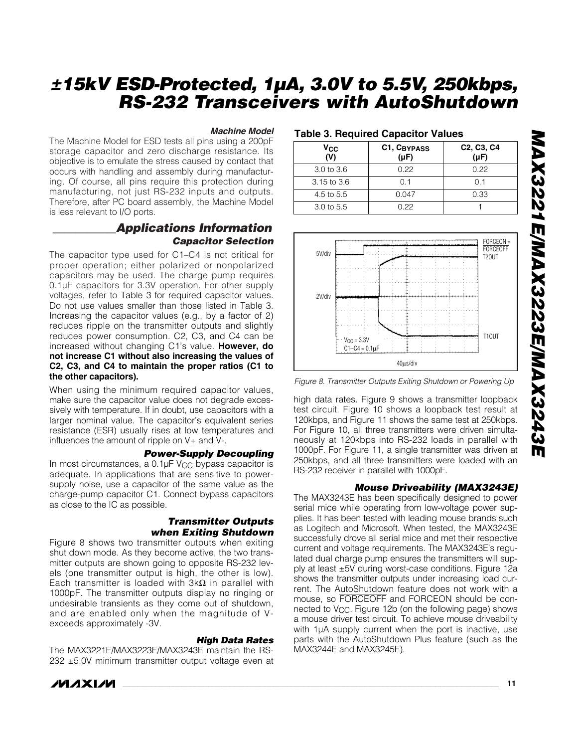### Machine Model

The Machine Model for ESD tests all pins using a 200pF storage capacitor and zero discharge resistance. Its objective is to emulate the stress caused by contact that occurs with handling and assembly during manufacturing. Of course, all pins require this protection during manufacturing, not just RS-232 inputs and outputs. Therefore, after PC board assembly, the Machine Model is less relevant to I/O ports.

## Applications Information

### Capacitor Selection

The capacitor type used for C1–C4 is not critical for proper operation; either polarized or nonpolarized capacitors may be used. The charge pump requires 0.1µF capacitors for 3.3V operation. For other supply voltages, refer to Table 3 for required capacitor values. Do not use values smaller than those listed in Table 3. Increasing the capacitor values (e.g., by a factor of 2) reduces ripple on the transmitter outputs and slightly reduces power consumption. C2, C3, and C4 can be increased without changing C1's value. **However, do not increase C1 without also increasing the values of C2, C3, and C4 to maintain the proper ratios (C1 to the other capacitors).**

When using the minimum required capacitor values, make sure the capacitor value does not degrade excessively with temperature. If in doubt, use capacitors with a larger nominal value. The capacitor's equivalent series resistance (ESR) usually rises at low temperatures and influences the amount of ripple on V+ and V-.

### Power-Supply Decoupling

In most circumstances, a 0.1µF $V_{CC}$ bypass capacitor is adequate. In applications that are sensitive to power-supply noise, use a capacitor of the same value as the charge-pump capacitor C1. Connect bypass capacitors as close to the IC as possible.

### Transmitter Outputs when Exiting Shutdown

Figure 8 shows two transmitter outputs when exiting shut down mode. As they become active, the two transmitter outputs are shown going to opposite RS-232 levels (one transmitter output is high, the other is low). Each transmitter is loaded with 3kΩ in parallel with 1000pF. The transmitter outputs display no ringing or undesirable transients as they come out of shutdown, and are enabled only when the magnitude of V- exceeds approximately -3V.

### High Data Rates

The MAX3221E/MAX3223E/MAX3243E maintain the RS-232 ±5.0V minimum transmitter output voltage even at high data rates. Figure 9 shows a transmitter loopback test circuit. Figure 10 shows a loopback test result at 120kbps, and Figure 11 shows the same test at 250kbps. For Figure 10, all three transmitters were driven simultaneously at 120kbps into RS-232 loads in parallel with 1000pF. For Figure 11, a single transmitter was driven at 250kbps, and all three transmitters were loaded with an RS-232 receiver in parallel with 1000pF.

**Table 3. Required Capacitor Values**

| $V_{CC}$ (V) | C1, $C_{BYPASS}$ (µF) | C2, C3, C4 (µF) |
|---|---|---|
| 3.0 to 3.6 | 0.22 | 0.22 |
| 3.15 to 3.6 | 0.1 | 0.1 |
| 4.5 to 5.5 | 0.047 | 0.33 |
| 3.0 to 5.5 | 0.22 | 1 |

*Figure 8. Transmitter Outputs Exiting Shutdown or Powering Up*

### Mouse Driveability (MAX3243E)

The MAX3243E has been specifically designed to power serial mice while operating from low-voltage power supplies. It has been tested with leading mouse brands such as Logitech and Microsoft. When tested, the MAX3243E successfully drove all serial mice and met their respective current and voltage requirements. The MAX3243E's regulated dual charge pump ensures the transmitters will supply at least ±5V during worst-case conditions. Figure 12a shows the transmitter outputs under increasing load current. The AutoShutdown feature does not work with a mouse, so FORCEOFF and FORCEON should be connected to $V_{CC}$. Figure 12b (on the following page) shows a mouse driver test circuit. To achieve mouse driveability with 1µA supply current when the port is inactive, use parts with the AutoShutdown Plus feature (such as the MAX3244E and MAX3245E).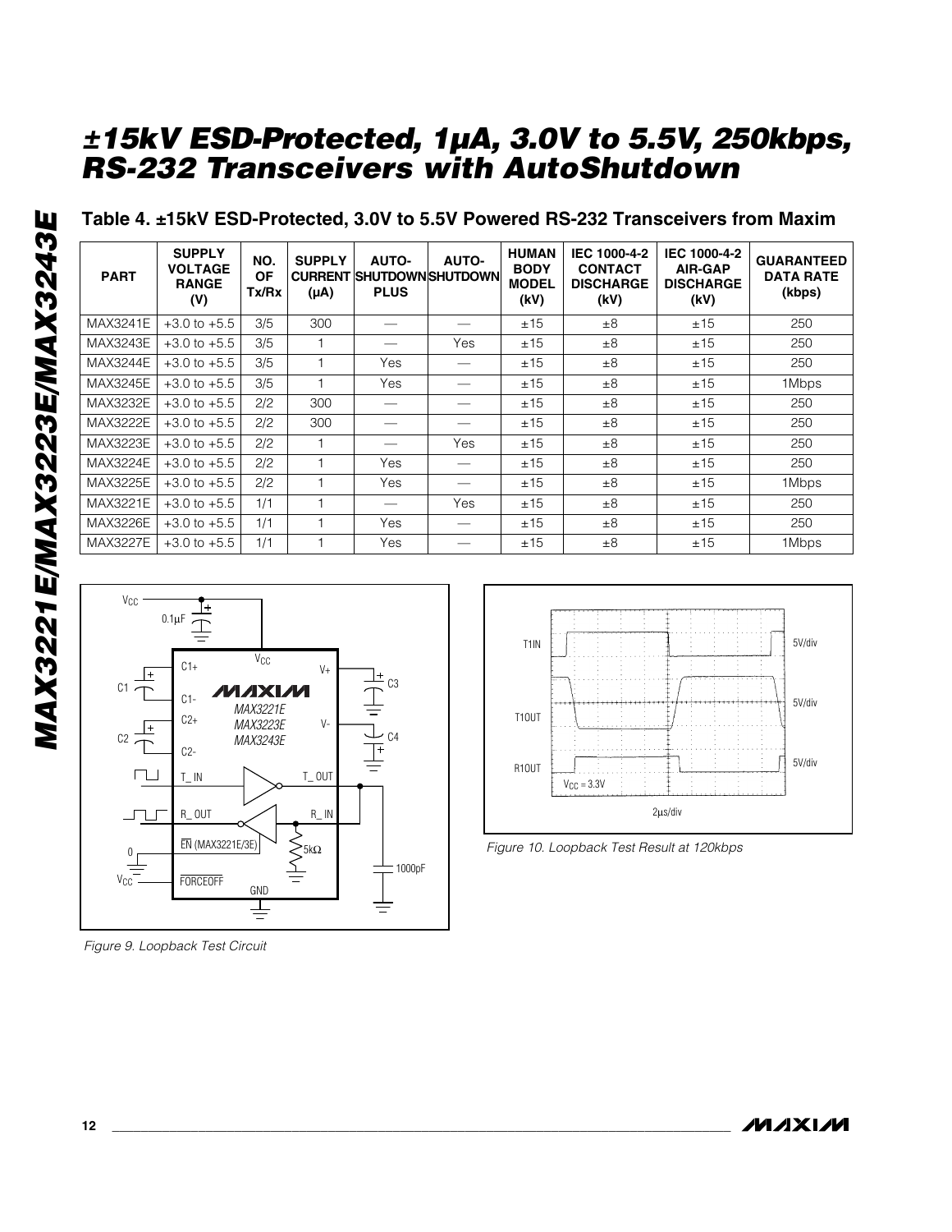## Table 4. ±15kV ESD-Protected, 3.0V to 5.5V Powered RS-232 Transceivers from Maxim

| PART | SUPPLY VOLTAGE RANGE (V) | NO. OF Tx/Rx | SUPPLY CURRENT (µA) | AUTO-SHUTDOWN PLUS | AUTO-SHUTDOWN | HUMAN BODY MODEL (kV) | IEC 1000-4-2 CONTACT DISCHARGE (kV) | IEC 1000-4-2 AIR-GAP DISCHARGE (kV) | GUARANTEED DATA RATE (kbps) |
|---|---|---|---|---|---|---|---|---|---|
| MAX3241E | +3.0 to +5.5 | 3/5 | 300 | — | — | ±15 | ±8 | ±15 | 250 |
| MAX3243E | +3.0 to +5.5 | 3/5 | 1 | — | Yes | ±15 | ±8 | ±15 | 250 |
| MAX3244E | +3.0 to +5.5 | 3/5 | 1 | Yes | — | ±15 | ±8 | ±15 | 250 |
| MAX3245E | +3.0 to +5.5 | 3/5 | 1 | Yes | — | ±15 | ±8 | ±15 | 1Mbps |
| MAX3232E | +3.0 to +5.5 | 2/2 | 300 | — | — | ±15 | ±8 | ±15 | 250 |
| MAX3222E | +3.0 to +5.5 | 2/2 | 300 | — | — | ±15 | ±8 | ±15 | 250 |
| MAX3223E | +3.0 to +5.5 | 2/2 | 1 | — | Yes | ±15 | ±8 | ±15 | 250 |
| MAX3224E | +3.0 to +5.5 | 2/2 | 1 | Yes | — | ±15 | ±8 | ±15 | 250 |
| MAX3225E | +3.0 to +5.5 | 2/2 | 1 | Yes | — | ±15 | ±8 | ±15 | 1Mbps |
| MAX3221E | +3.0 to +5.5 | 1/1 | 1 | — | Yes | ±15 | ±8 | ±15 | 250 |
| MAX3226E | +3.0 to +5.5 | 1/1 | 1 | Yes | — | ±15 | ±8 | ±15 | 250 |
| MAX3227E | +3.0 to +5.5 | 1/1 | 1 | Yes | — | ±15 | ±8 | ±15 | 1Mbps |

*Figure 9. Loopback Test Circuit*

*Figure 10. Loopback Test Result at 120kbps*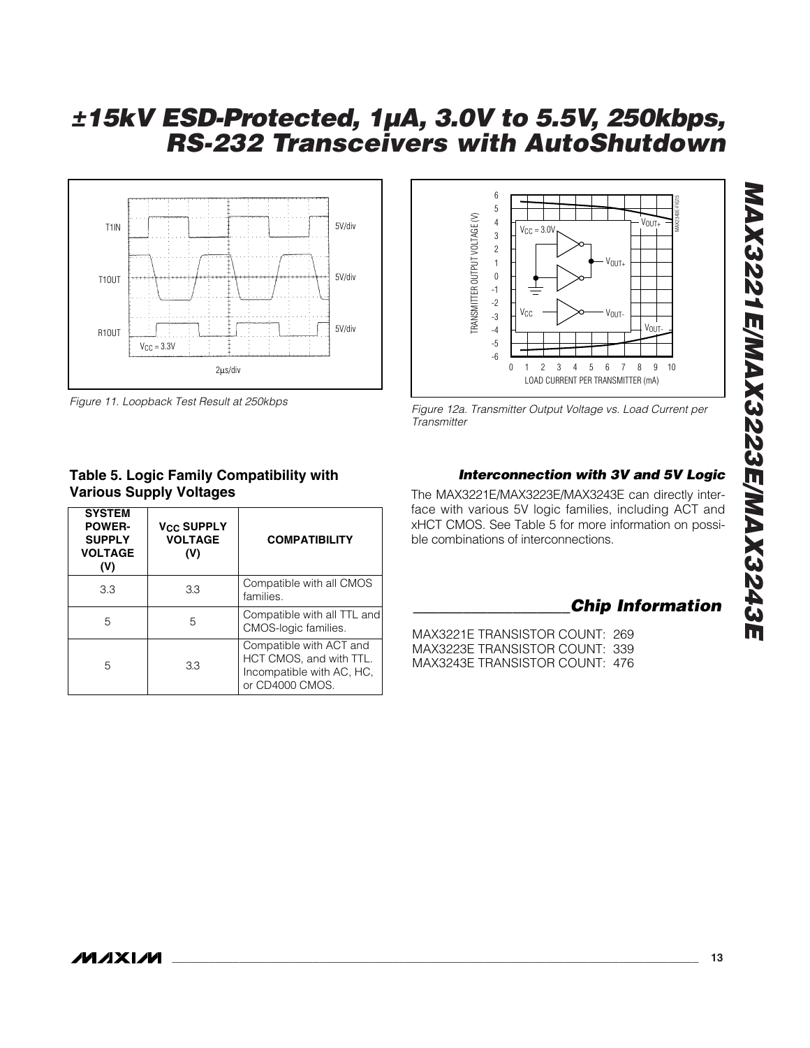Figure 11. Loopback Test Result at 250kbps

Figure 12a. Transmitter Output Voltage vs. Load Current per Transmitter

**Table 5. Logic Family Compatibility with Various Supply Voltages**

| SYSTEM POWER-SUPPLY VOLTAGE (V) | $V_{CC}$ SUPPLY VOLTAGE (V) | COMPATIBILITY |
|---|---|---|
| 3.3 | 3.3 | Compatible with all CMOS families. |
| 5 | 5 | Compatible with all TTL and CMOS-logic families. |
| 5 | 3.3 | Compatible with ACT and HCT CMOS, and with TTL. Incompatible with AC, HC, or CD4000 CMOS. |

### *Interconnection with 3V and 5V Logic*

The MAX3221E/MAX3223E/MAX3243E can directly interface with various 5V logic families, including ACT and xHCT CMOS. See Table 5 for more information on possible combinations of interconnections.

## *Chip Information*

MAX3221E TRANSISTOR COUNT: 269
MAX3223E TRANSISTOR COUNT: 339
MAX3243E TRANSISTOR COUNT: 476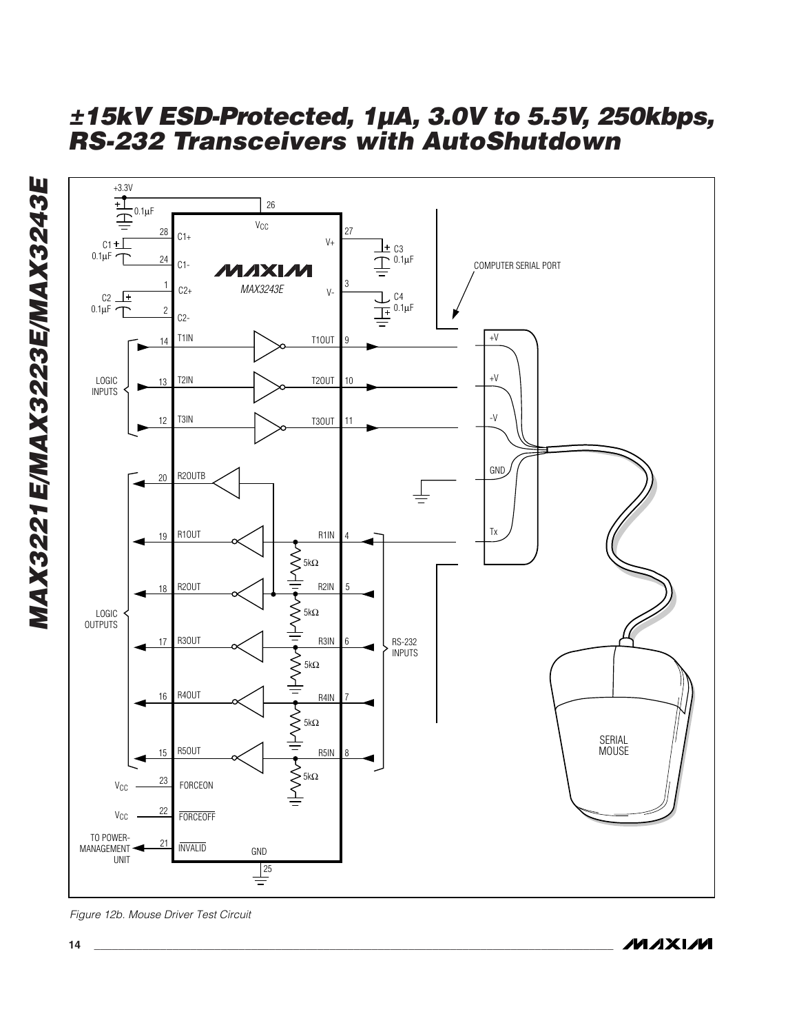Figure 12b. Mouse Driver Test Circuit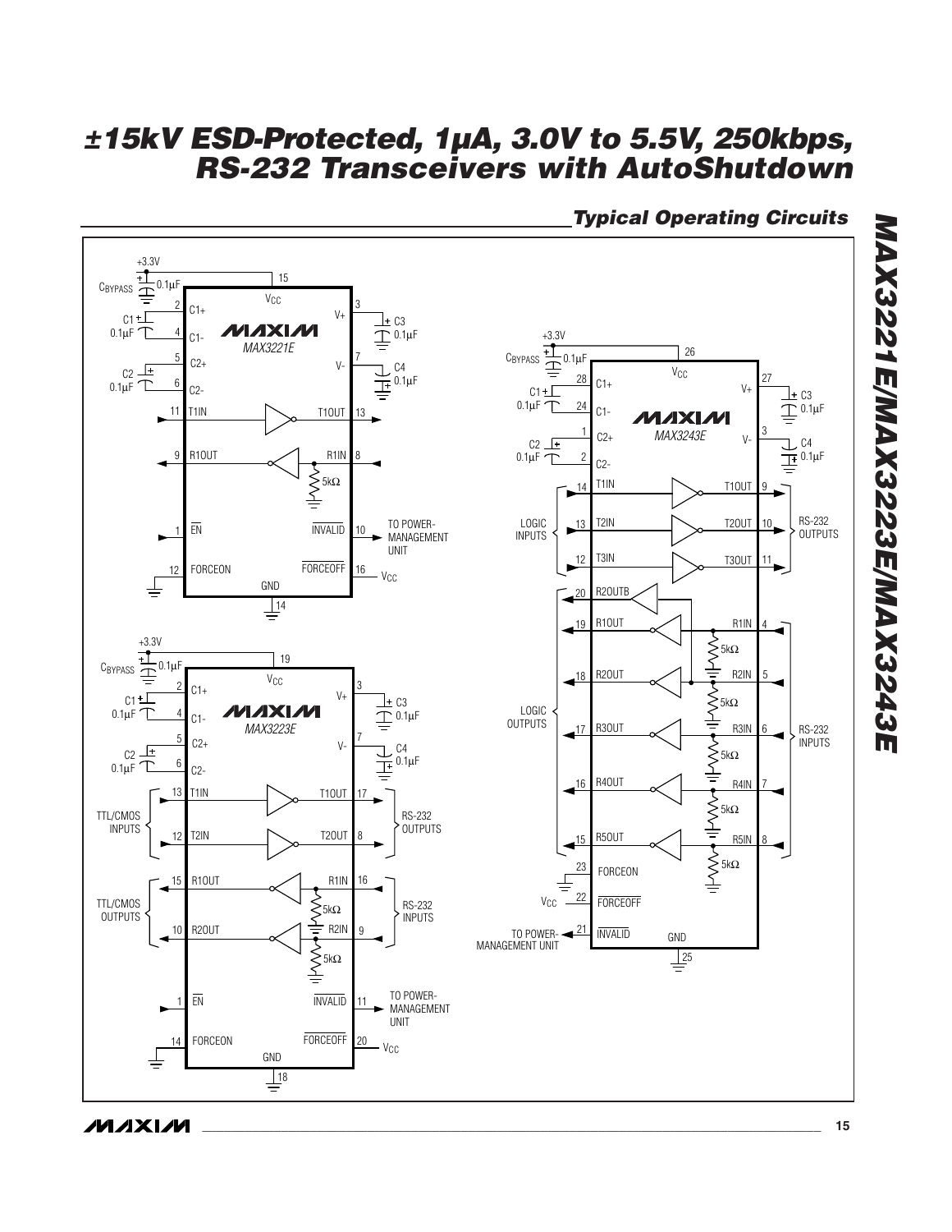## Typical Operating Circuits

**MAX3221E**

+3.3V

$C_{BYPASS}$ 0.1μF

| Pin | Name | Connection |
|---|---|---|
| 15 | $V_{CC}$ | +3.3V |
| 2 | C1+ | C1 0.1μF |
| 4 | C1- | C1 0.1μF |
| 5 | C2+ | C2 0.1μF |
| 6 | C2- | C2 0.1μF |
| 3 | V+ | C3 0.1μF |
| 7 | V- | C4 0.1μF |
| 11 | T1IN | |
| 13 | T1OUT | |
| 9 | R1OUT | |
| 8 | R1IN | 5kΩ |
| 1 | $\overline{EN}$ | |
| 10 | $\overline{INVALID}$ | TO POWER-MANAGEMENT UNIT |
| 12 | FORCEON | GND |
| 16 | $\overline{FORCEOFF}$ | $V_{CC}$ |
| 14 | GND | |

**MAX3223E**

+3.3V

$C_{BYPASS}$ 0.1μF

| Pin | Name | Connection |
|---|---|---|
| 19 | $V_{CC}$ | +3.3V |
| 2 | C1+ | C1 0.1μF |
| 4 | C1- | C1 0.1μF |
| 5 | C2+ | C2 0.1μF |
| 6 | C2- | C2 0.1μF |
| 3 | V+ | C3 0.1μF |
| 7 | V- | C4 0.1μF |
| 13 | T1IN | TTL/CMOS INPUTS |
| 12 | T2IN | TTL/CMOS INPUTS |
| 17 | T1OUT | RS-232 OUTPUTS |
| 8 | T2OUT | RS-232 OUTPUTS |
| 15 | R1OUT | TTL/CMOS OUTPUTS |
| 10 | R2OUT | TTL/CMOS OUTPUTS |
| 16 | R1IN | RS-232 INPUTS (5kΩ) |
| 9 | R2IN | RS-232 INPUTS (5kΩ) |
| 1 | $\overline{EN}$ | |
| 11 | $\overline{INVALID}$ | TO POWER-MANAGEMENT UNIT |
| 14 | FORCEON | GND |
| 20 | $\overline{FORCEOFF}$ | $V_{CC}$ |
| 18 | GND | |

**MAX3243E**

+3.3V

$C_{BYPASS}$ 0.1μF

| Pin | Name | Connection |
|---|---|---|
| 26 | $V_{CC}$ | +3.3V |
| 28 | C1+ | C1 0.1μF |
| 24 | C1- | C1 0.1μF |
| 1 | C2+ | C2 0.1μF |
| 2 | C2- | C2 0.1μF |
| 27 | V+ | C3 0.1μF |
| 3 | V- | C4 0.1μF |
| 14 | T1IN | LOGIC INPUTS |
| 13 | T2IN | LOGIC INPUTS |
| 12 | T3IN | LOGIC INPUTS |
| 9 | T1OUT | RS-232 OUTPUTS |
| 10 | T2OUT | RS-232 OUTPUTS |
| 11 | T3OUT | RS-232 OUTPUTS |
| 20 | R2OUTB | LOGIC OUTPUTS |
| 19 | R1OUT | LOGIC OUTPUTS |
| 18 | R2OUT | LOGIC OUTPUTS |
| 17 | R3OUT | LOGIC OUTPUTS |
| 16 | R4OUT | LOGIC OUTPUTS |
| 15 | R5OUT | LOGIC OUTPUTS |
| 4 | R1IN | RS-232 INPUTS (5kΩ) |
| 5 | R2IN | RS-232 INPUTS (5kΩ) |
| 6 | R3IN | RS-232 INPUTS (5kΩ) |
| 7 | R4IN | RS-232 INPUTS (5kΩ) |
| 8 | R5IN | RS-232 INPUTS (5kΩ) |
| 23 | FORCEON | GND |
| 22 | $\overline{FORCEOFF}$ | $V_{CC}$ |
| 21 | $\overline{INVALID}$ | TO POWER-MANAGEMENT UNIT |
| 25 | GND | |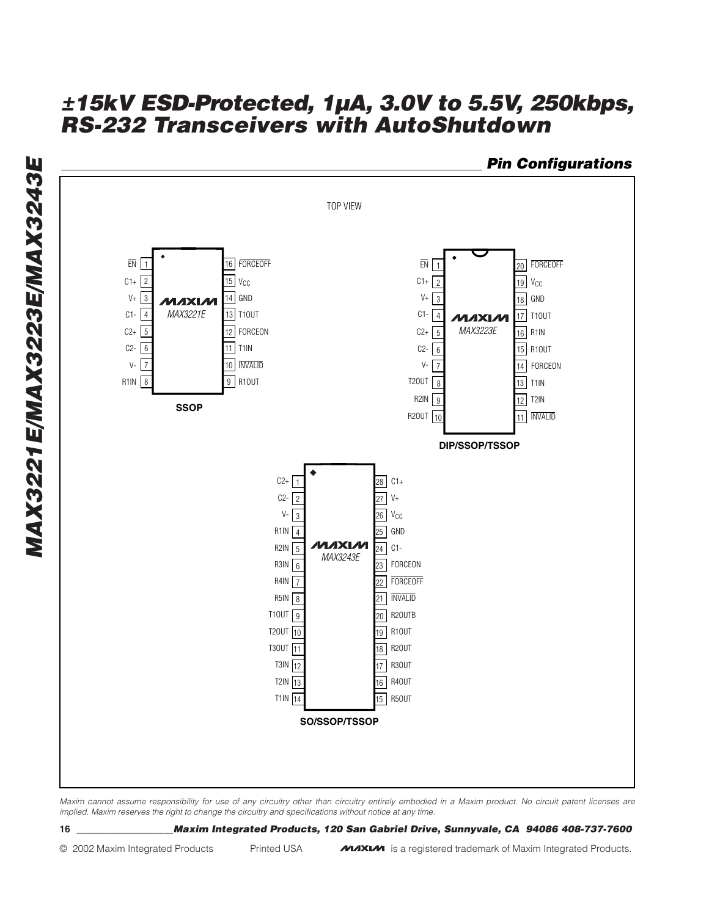## Pin Configurations

TOP VIEW

EN 1
C1+ 2
V+ 3
C1- 4
C2+ 5
C2- 6
V- 7
R1IN 8
16 FORCEOFF
15 $V_{CC}$
14 GND
13 T1OUT
12 FORCEON
11 T1IN
10 INVALID
9 R1OUT

MAXIM
MAX3221E

SSOP

EN 1
C1+ 2
V+ 3
C1- 4
C2+ 5
C2- 6
V- 7
T2OUT 8
R2IN 9
R2OUT 10
20 FORCEOFF
19 $V_{CC}$
18 GND
17 T1OUT
16 R1IN
15 R1OUT
14 FORCEON
13 T1IN
12 T2IN
11 INVALID

MAXIM
MAX3223E

DIP/SSOP/TSSOP

C2+ 1
C2- 2
V- 3
R1IN 4
R2IN 5
R3IN 6
R4IN 7
R5IN 8
T1OUT 9
T2OUT 10
T3OUT 11
T3IN 12
T2IN 13
T1IN 14
28 C1+
27 V+
26 $V_{CC}$
25 GND
24 C1-
23 FORCEON
22 FORCEOFF
21 INVALID
20 R2OUTB
19 R1OUT
18 R2OUT
17 R3OUT
16 R4OUT
15 R5OUT

MAXIM
MAX3243E

SO/SSOP/TSSOP

Maxim cannot assume responsibility for use of any circuitry other than circuitry entirely embodied in a Maxim product. No circuit patent licenses are implied. Maxim reserves the right to change the circuitry and specifications without notice at any time.

**Maxim Integrated Products, 120 San Gabriel Drive, Sunnyvale, CA 94086 408-737-7600**

© 2002 Maxim Integrated Products Printed USA MAXIM is a registered trademark of Maxim Integrated Products.